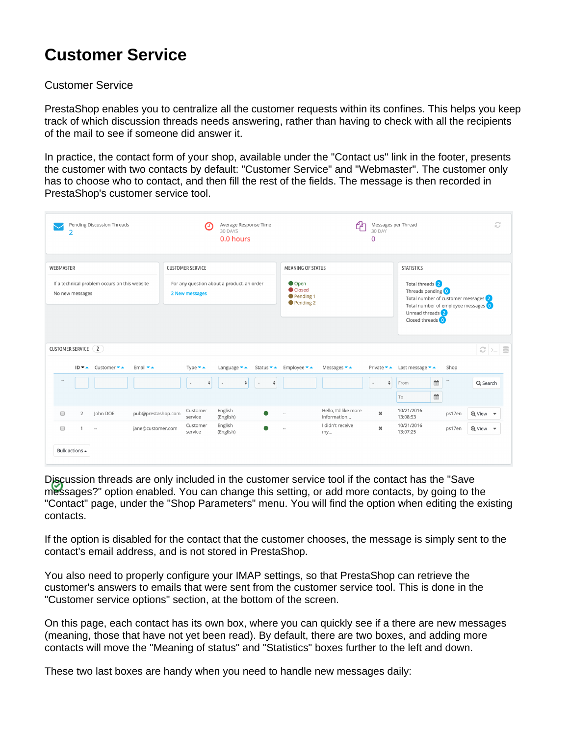# Customer Service

Customer Service

PrestaShop enables you to centralize all the customer requests within its confines. This helps you keep track of which discussion threads needs answering, rather than having to check with all the recipients of the mail to see if someone did answer it.

In practice, the contact form of your shop, available under the "Contact us" link in the footer, presents the customer with two contacts by default: "Customer Service" and "Webmaster". The customer only has to choose who to contact, and then fill the rest of the fields. The message is then recorded in PrestaShop's customer service tool.

Discussion threads are only included in the customer service tool if the contact has the "Save messages?" option enabled. You can change this setting, or add more contacts, by going to the "Contact" page, under the "Shop Parameters" menu. You will find the option when editing the existing contacts.

If the option is disabled for the contact that the customer chooses, the message is simply sent to the contact's email address, and is not stored in PrestaShop.

You also need to properly configure your IMAP settings, so that PrestaShop can retrieve the customer's answers to emails that were sent from the customer service tool. This is done in the "Customer service options" section, at the bottom of the screen.

On this page, each contact has its own box, where you can quickly see if a there are new messages (meaning, those that have not yet been read). By default, there are two boxes, and adding more contacts will move the "Meaning of status" and "Statistics" boxes further to the left and down.

These two last boxes are handy when you need to handle new messages daily: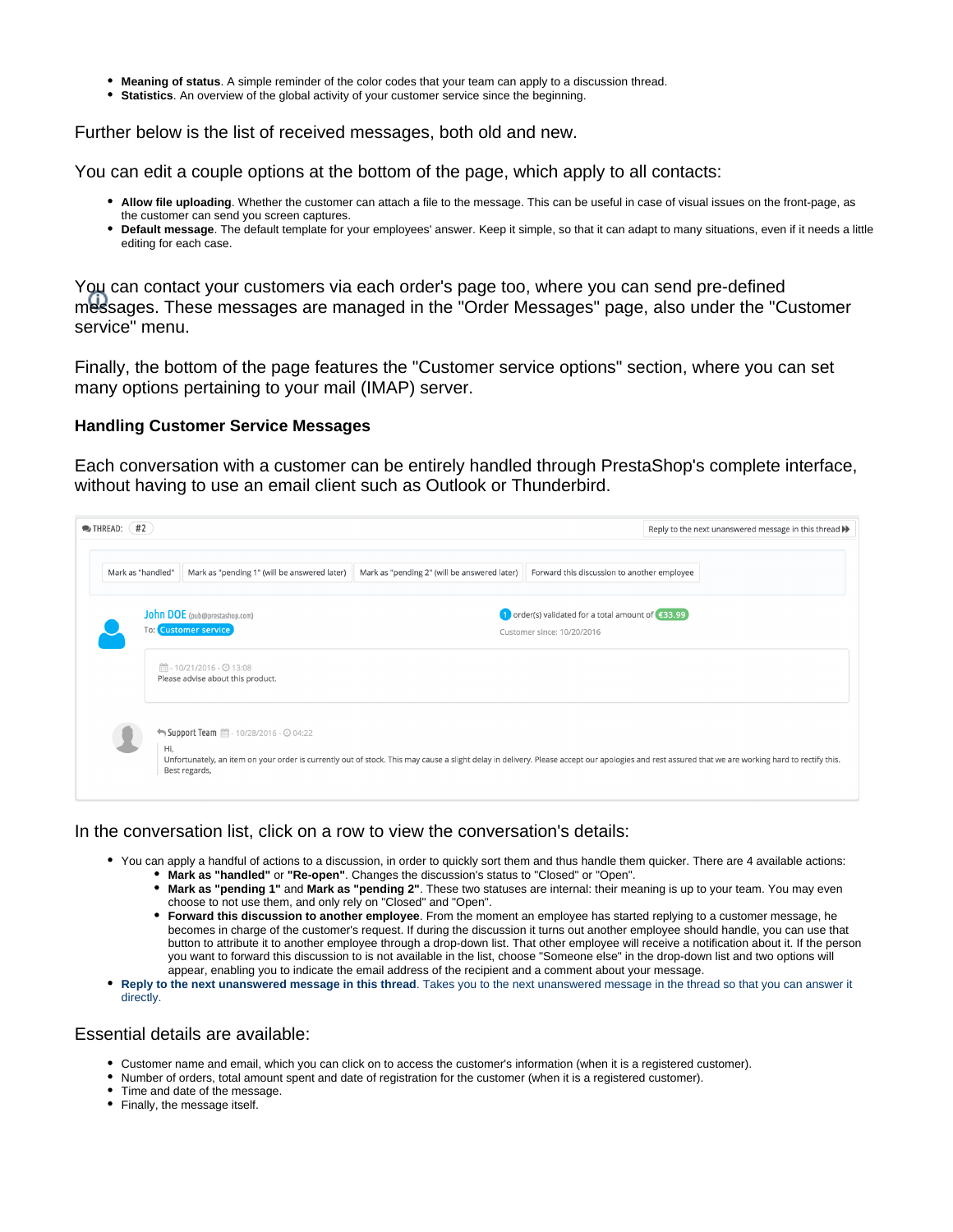- **Meaning of status**. A simple reminder of the color codes that your team can apply to a discussion thread.
- **Statistics**. An overview of the global activity of your customer service since the beginning.

Further below is the list of received messages, both old and new.

You can edit a couple options at the bottom of the page, which apply to all contacts:

- **Allow file uploading**. Whether the customer can attach a file to the message. This can be useful in case of visual issues on the front-page, as the customer can send you screen captures.
- **Default message**. The default template for your employees' answer. Keep it simple, so that it can adapt to many situations, even if it needs a little editing for each case.

You can contact your customers via each order's page too, where you can send pre-defined messages. These messages are managed in the "Order Messages" page, also under the "Customer service" menu.

Finally, the bottom of the page features the "Customer service options" section, where you can set many options pertaining to your mail (IMAP) server.

### Handling Customer Service Messages

Each conversation with a customer can be entirely handled through PrestaShop's complete interface, without having to use an email client such as Outlook or Thunderbird.

In the conversation list, click on a row to view the conversation's details:

- You can apply a handful of actions to a discussion, in order to quickly sort them and thus handle them quicker. There are 4 available actions:
  - **Mark as "handled"** or **"Re-open"**. Changes the discussion's status to "Closed" or "Open".
  - **Mark as "pending 1"** and **Mark as "pending 2"**. These two statuses are internal: their meaning is up to your team. You may even choose to not use them, and only rely on "Closed" and "Open".
  - **Forward this discussion to another employee**. From the moment an employee has started replying to a customer message, he becomes in charge of the customer's request. If during the discussion it turns out another employee should handle, you can use that button to attribute it to another employee through a drop-down list. That other employee will receive a notification about it. If the person you want to forward this discussion to is not available in the list, choose "Someone else" in the drop-down list and two options will appear, enabling you to indicate the email address of the recipient and a comment about your message.
- **Reply to the next unanswered message in this thread**. Takes you to the next unanswered message in the thread so that you can answer it directly.

Essential details are available:

- Customer name and email, which you can click on to access the customer's information (when it is a registered customer).
- Number of orders, total amount spent and date of registration for the customer (when it is a registered customer).
- Time and date of the message.
- Finally, the message itself.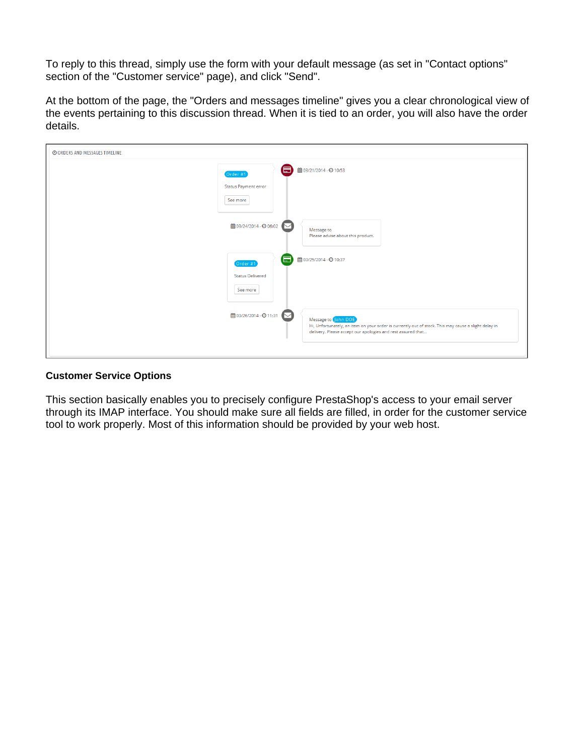To reply to this thread, simply use the form with your default message (as set in "Contact options" section of the "Customer service" page), and click "Send".

At the bottom of the page, the "Orders and messages timeline" gives you a clear chronological view of the events pertaining to this discussion thread. When it is tied to an order, you will also have the order details.

**Customer Service Options**

This section basically enables you to precisely configure PrestaShop's access to your email server through its IMAP interface. You should make sure all fields are filled, in order for the customer service tool to work properly. Most of this information should be provided by your web host.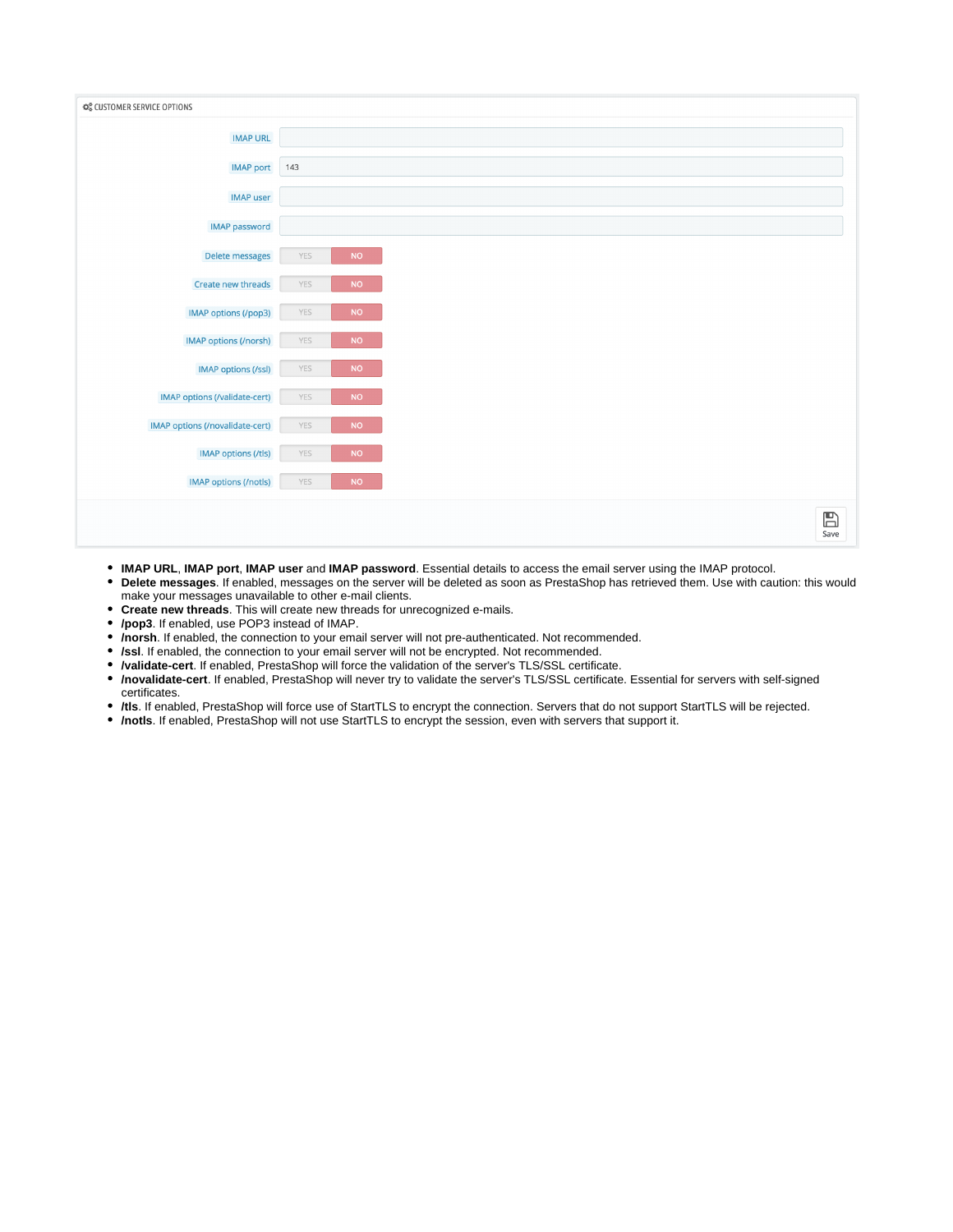CUSTOMER SERVICE OPTIONS

| | |
|---|---|
| IMAP URL | |
| IMAP port | 143 |
| IMAP user | |
| IMAP password | |
| Delete messages | YES / NO |
| Create new threads | YES / NO |
| IMAP options (/pop3) | YES / NO |
| IMAP options (/norsh) | YES / NO |
| IMAP options (/ssl) | YES / NO |
| IMAP options (/validate-cert) | YES / NO |
| IMAP options (/novalidate-cert) | YES / NO |
| IMAP options (/tls) | YES / NO |
| IMAP options (/notls) | YES / NO |

Save

- **IMAP URL**, **IMAP port**, **IMAP user** and **IMAP password**. Essential details to access the email server using the IMAP protocol.
- **Delete messages**. If enabled, messages on the server will be deleted as soon as PrestaShop has retrieved them. Use with caution: this would make your messages unavailable to other e-mail clients.
- **Create new threads**. This will create new threads for unrecognized e-mails.
- **/pop3**. If enabled, use POP3 instead of IMAP.
- **/norsh**. If enabled, the connection to your email server will not pre-authenticated. Not recommended.
- **/ssl**. If enabled, the connection to your email server will not be encrypted. Not recommended.
- **/validate-cert**. If enabled, PrestaShop will force the validation of the server's TLS/SSL certificate.
- **/novalidate-cert**. If enabled, PrestaShop will never try to validate the server's TLS/SSL certificate. Essential for servers with self-signed certificates.
- **/tls**. If enabled, PrestaShop will force use of StartTLS to encrypt the connection. Servers that do not support StartTLS will be rejected.
- **/notls**. If enabled, PrestaShop will not use StartTLS to encrypt the session, even with servers that support it.